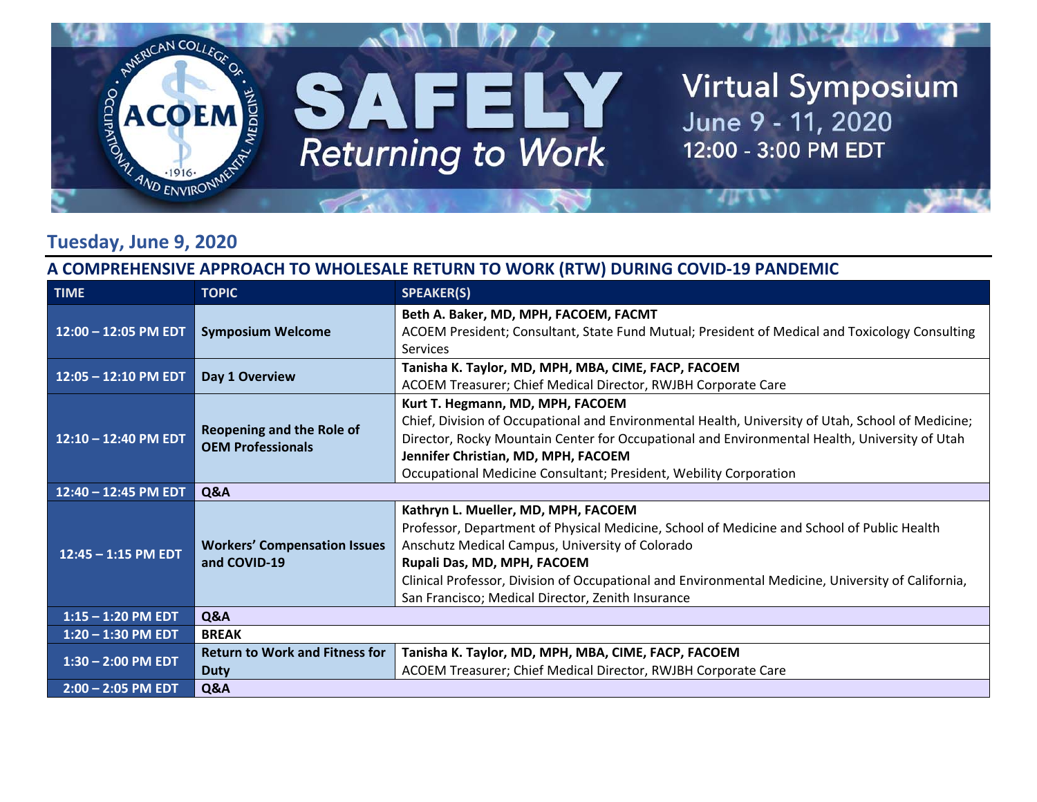# SAFELY Returning to Work

## Virtual Symposium
June 9 - 11, 2020
12:00 - 3:00 PM EDT

## Tuesday, June 9, 2020

### A COMPREHENSIVE APPROACH TO WHOLESALE RETURN TO WORK (RTW) DURING COVID-19 PANDEMIC

| TIME | TOPIC | SPEAKER(S) |
|---|---|---|
| 12:00 – 12:05 PM EDT | **Symposium Welcome** | **Beth A. Baker, MD, MPH, FACOEM, FACMT**<br>ACOEM President; Consultant, State Fund Mutual; President of Medical and Toxicology Consulting Services |
| 12:05 – 12:10 PM EDT | **Day 1 Overview** | **Tanisha K. Taylor, MD, MPH, MBA, CIME, FACP, FACOEM**<br>ACOEM Treasurer; Chief Medical Director, RWJBH Corporate Care |
| 12:10 – 12:40 PM EDT | **Reopening and the Role of OEM Professionals** | **Kurt T. Hegmann, MD, MPH, FACOEM**<br>Chief, Division of Occupational and Environmental Health, University of Utah, School of Medicine; Director, Rocky Mountain Center for Occupational and Environmental Health, University of Utah<br>**Jennifer Christian, MD, MPH, FACOEM**<br>Occupational Medicine Consultant; President, Webility Corporation |
| 12:40 – 12:45 PM EDT | **Q&A** | |
| 12:45 – 1:15 PM EDT | **Workers' Compensation Issues and COVID-19** | **Kathryn L. Mueller, MD, MPH, FACOEM**<br>Professor, Department of Physical Medicine, School of Medicine and School of Public Health Anschutz Medical Campus, University of Colorado<br>**Rupali Das, MD, MPH, FACOEM**<br>Clinical Professor, Division of Occupational and Environmental Medicine, University of California, San Francisco; Medical Director, Zenith Insurance |
| 1:15 – 1:20 PM EDT | **Q&A** | |
| 1:20 – 1:30 PM EDT | **BREAK** | |
| 1:30 – 2:00 PM EDT | **Return to Work and Fitness for Duty** | **Tanisha K. Taylor, MD, MPH, MBA, CIME, FACP, FACOEM**<br>ACOEM Treasurer; Chief Medical Director, RWJBH Corporate Care |
| 2:00 – 2:05 PM EDT | **Q&A** | |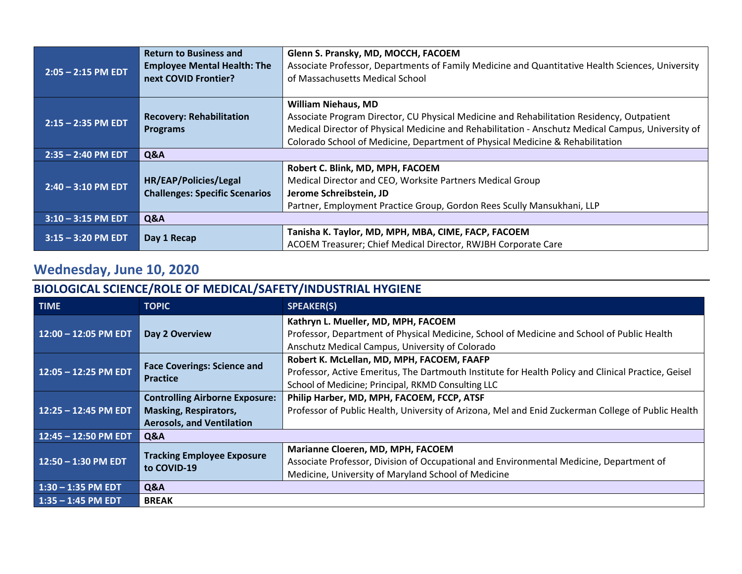| | | |
|---|---|---|
| 2:05 – 2:15 PM EDT | Return to Business and Employee Mental Health: The next COVID Frontier? | **Glenn S. Pransky, MD, MOCCH, FACOEM**<br>Associate Professor, Departments of Family Medicine and Quantitative Health Sciences, University of Massachusetts Medical School |
| 2:15 – 2:35 PM EDT | Recovery: Rehabilitation Programs | **William Niehaus, MD**<br>Associate Program Director, CU Physical Medicine and Rehabilitation Residency, Outpatient Medical Director of Physical Medicine and Rehabilitation - Anschutz Medical Campus, University of Colorado School of Medicine, Department of Physical Medicine & Rehabilitation |
| 2:35 – 2:40 PM EDT | Q&A | |
| 2:40 – 3:10 PM EDT | HR/EAP/Policies/Legal Challenges: Specific Scenarios | **Robert C. Blink, MD, MPH, FACOEM**<br>Medical Director and CEO, Worksite Partners Medical Group<br>**Jerome Schreibstein, JD**<br>Partner, Employment Practice Group, Gordon Rees Scully Mansukhani, LLP |
| 3:10 – 3:15 PM EDT | Q&A | |
| 3:15 – 3:20 PM EDT | Day 1 Recap | **Tanisha K. Taylor, MD, MPH, MBA, CIME, FACP, FACOEM**<br>ACOEM Treasurer; Chief Medical Director, RWJBH Corporate Care |

## Wednesday, June 10, 2020

### BIOLOGICAL SCIENCE/ROLE OF MEDICAL/SAFETY/INDUSTRIAL HYGIENE

| TIME | TOPIC | SPEAKER(S) |
|---|---|---|
| 12:00 – 12:05 PM EDT | Day 2 Overview | **Kathryn L. Mueller, MD, MPH, FACOEM**<br>Professor, Department of Physical Medicine, School of Medicine and School of Public Health Anschutz Medical Campus, University of Colorado |
| 12:05 – 12:25 PM EDT | Face Coverings: Science and Practice | **Robert K. McLellan, MD, MPH, FACOEM, FAAFP**<br>Professor, Active Emeritus, The Dartmouth Institute for Health Policy and Clinical Practice, Geisel School of Medicine; Principal, RKMD Consulting LLC |
| 12:25 – 12:45 PM EDT | Controlling Airborne Exposure: Masking, Respirators, Aerosols, and Ventilation | **Philip Harber, MD, MPH, FACOEM, FCCP, ATSF**<br>Professor of Public Health, University of Arizona, Mel and Enid Zuckerman College of Public Health |
| 12:45 – 12:50 PM EDT | Q&A | |
| 12:50 – 1:30 PM EDT | Tracking Employee Exposure to COVID-19 | **Marianne Cloeren, MD, MPH, FACOEM**<br>Associate Professor, Division of Occupational and Environmental Medicine, Department of Medicine, University of Maryland School of Medicine |
| 1:30 – 1:35 PM EDT | Q&A | |
| 1:35 – 1:45 PM EDT | BREAK | |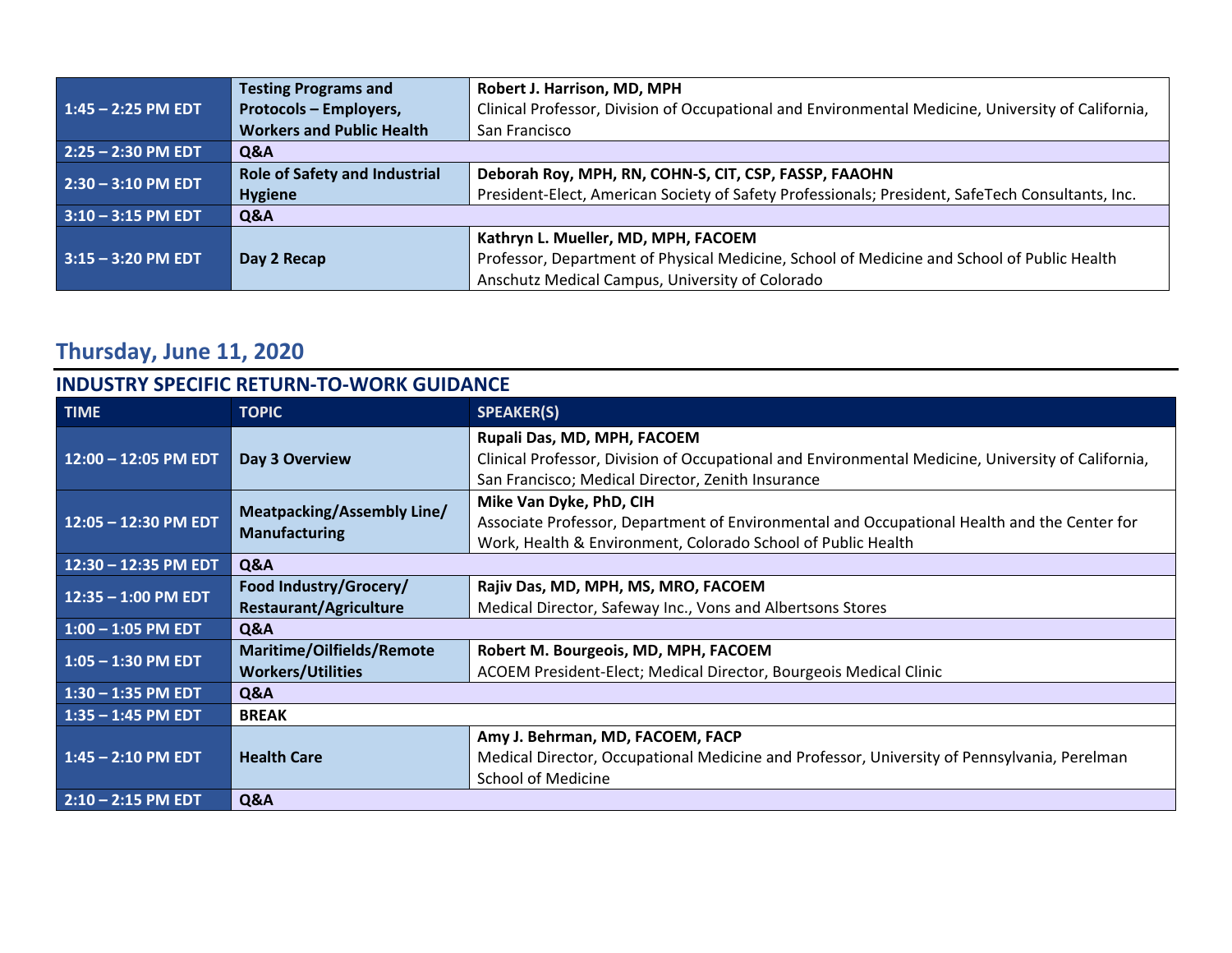| | | |
|---|---|---|
| 1:45 – 2:25 PM EDT | Testing Programs and Protocols – Employers, Workers and Public Health | **Robert J. Harrison, MD, MPH**<br>Clinical Professor, Division of Occupational and Environmental Medicine, University of California, San Francisco |
| 2:25 – 2:30 PM EDT | Q&A | |
| 2:30 – 3:10 PM EDT | Role of Safety and Industrial Hygiene | **Deborah Roy, MPH, RN, COHN-S, CIT, CSP, FASSP, FAAOHN**<br>President-Elect, American Society of Safety Professionals; President, SafeTech Consultants, Inc. |
| 3:10 – 3:15 PM EDT | Q&A | |
| 3:15 – 3:20 PM EDT | Day 2 Recap | **Kathryn L. Mueller, MD, MPH, FACOEM**<br>Professor, Department of Physical Medicine, School of Medicine and School of Public Health Anschutz Medical Campus, University of Colorado |

## Thursday, June 11, 2020

### INDUSTRY SPECIFIC RETURN-TO-WORK GUIDANCE

| TIME | TOPIC | SPEAKER(S) |
|---|---|---|
| 12:00 – 12:05 PM EDT | Day 3 Overview | **Rupali Das, MD, MPH, FACOEM**<br>Clinical Professor, Division of Occupational and Environmental Medicine, University of California, San Francisco; Medical Director, Zenith Insurance |
| 12:05 – 12:30 PM EDT | Meatpacking/Assembly Line/ Manufacturing | **Mike Van Dyke, PhD, CIH**<br>Associate Professor, Department of Environmental and Occupational Health and the Center for Work, Health & Environment, Colorado School of Public Health |
| 12:30 – 12:35 PM EDT | Q&A | |
| 12:35 – 1:00 PM EDT | Food Industry/Grocery/ Restaurant/Agriculture | **Rajiv Das, MD, MPH, MS, MRO, FACOEM**<br>Medical Director, Safeway Inc., Vons and Albertsons Stores |
| 1:00 – 1:05 PM EDT | Q&A | |
| 1:05 – 1:30 PM EDT | Maritime/Oilfields/Remote Workers/Utilities | **Robert M. Bourgeois, MD, MPH, FACOEM**<br>ACOEM President-Elect; Medical Director, Bourgeois Medical Clinic |
| 1:30 – 1:35 PM EDT | Q&A | |
| 1:35 – 1:45 PM EDT | BREAK | |
| 1:45 – 2:10 PM EDT | Health Care | **Amy J. Behrman, MD, FACOEM, FACP**<br>Medical Director, Occupational Medicine and Professor, University of Pennsylvania, Perelman School of Medicine |
| 2:10 – 2:15 PM EDT | Q&A | |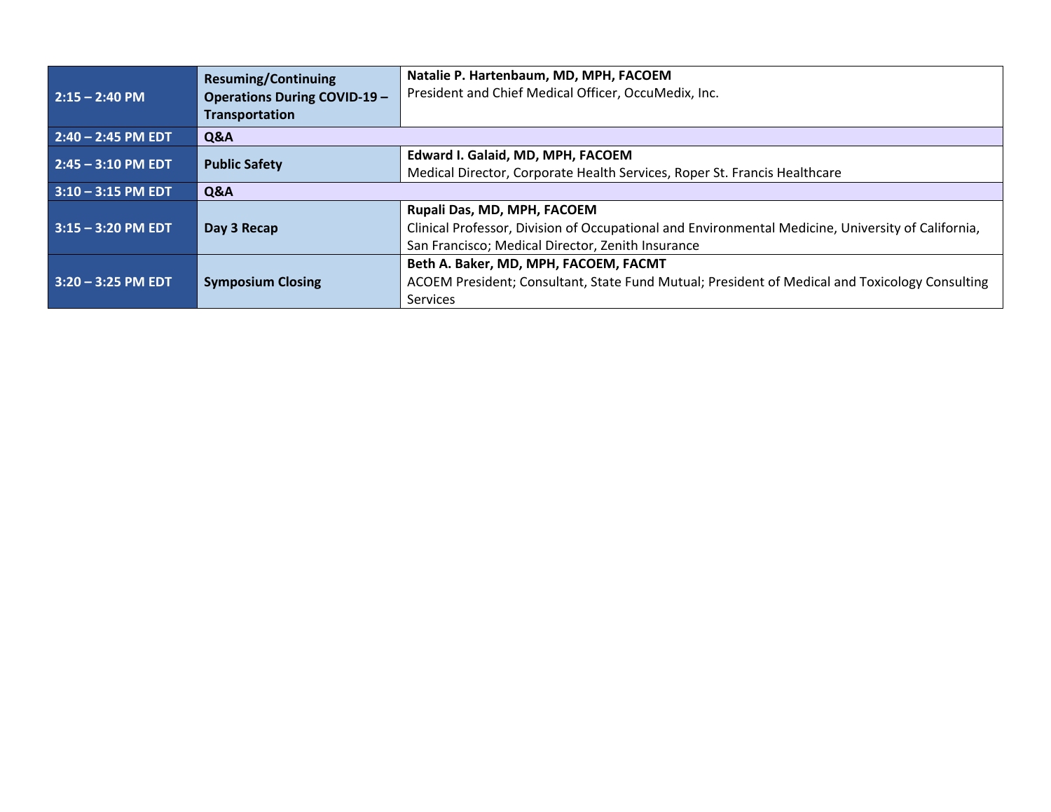| | | |
|---|---|---|
| **2:15 – 2:40 PM** | **Resuming/Continuing Operations During COVID-19 – Transportation** | **Natalie P. Hartenbaum, MD, MPH, FACOEM**<br>President and Chief Medical Officer, OccuMedix, Inc. |
| **2:40 – 2:45 PM EDT** | **Q&A** | |
| **2:45 – 3:10 PM EDT** | **Public Safety** | **Edward I. Galaid, MD, MPH, FACOEM**<br>Medical Director, Corporate Health Services, Roper St. Francis Healthcare |
| **3:10 – 3:15 PM EDT** | **Q&A** | |
| **3:15 – 3:20 PM EDT** | **Day 3 Recap** | **Rupali Das, MD, MPH, FACOEM**<br>Clinical Professor, Division of Occupational and Environmental Medicine, University of California, San Francisco; Medical Director, Zenith Insurance |
| **3:20 – 3:25 PM EDT** | **Symposium Closing** | **Beth A. Baker, MD, MPH, FACOEM, FACMT**<br>ACOEM President; Consultant, State Fund Mutual; President of Medical and Toxicology Consulting Services |